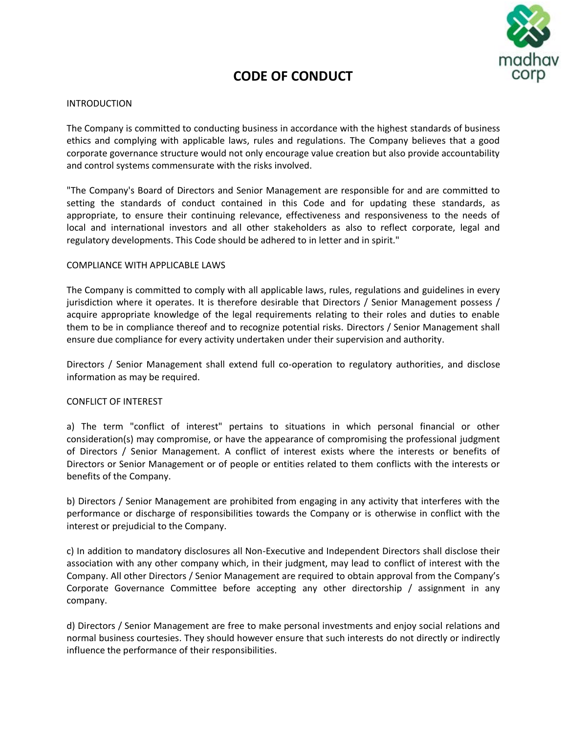# CODE OF CONDUCT

## INTRODUCTION

The Company is committed to conducting business in accordance with the highest standards of business ethics and complying with applicable laws, rules and regulations. The Company believes that a good corporate governance structure would not only encourage value creation but also provide accountability and control systems commensurate with the risks involved.

"The Company's Board of Directors and Senior Management are responsible for and are committed to setting the standards of conduct contained in this Code and for updating these standards, as appropriate, to ensure their continuing relevance, effectiveness and responsiveness to the needs of local and international investors and all other stakeholders as also to reflect corporate, legal and regulatory developments. This Code should be adhered to in letter and in spirit."

## COMPLIANCE WITH APPLICABLE LAWS

The Company is committed to comply with all applicable laws, rules, regulations and guidelines in every jurisdiction where it operates. It is therefore desirable that Directors / Senior Management possess / acquire appropriate knowledge of the legal requirements relating to their roles and duties to enable them to be in compliance thereof and to recognize potential risks. Directors / Senior Management shall ensure due compliance for every activity undertaken under their supervision and authority.

Directors / Senior Management shall extend full co-operation to regulatory authorities, and disclose information as may be required.

## CONFLICT OF INTEREST

a) The term "conflict of interest" pertains to situations in which personal financial or other consideration(s) may compromise, or have the appearance of compromising the professional judgment of Directors / Senior Management. A conflict of interest exists where the interests or benefits of Directors or Senior Management or of people or entities related to them conflicts with the interests or benefits of the Company.

b) Directors / Senior Management are prohibited from engaging in any activity that interferes with the performance or discharge of responsibilities towards the Company or is otherwise in conflict with the interest or prejudicial to the Company.

c) In addition to mandatory disclosures all Non-Executive and Independent Directors shall disclose their association with any other company which, in their judgment, may lead to conflict of interest with the Company. All other Directors / Senior Management are required to obtain approval from the Company's Corporate Governance Committee before accepting any other directorship / assignment in any company.

d) Directors / Senior Management are free to make personal investments and enjoy social relations and normal business courtesies. They should however ensure that such interests do not directly or indirectly influence the performance of their responsibilities.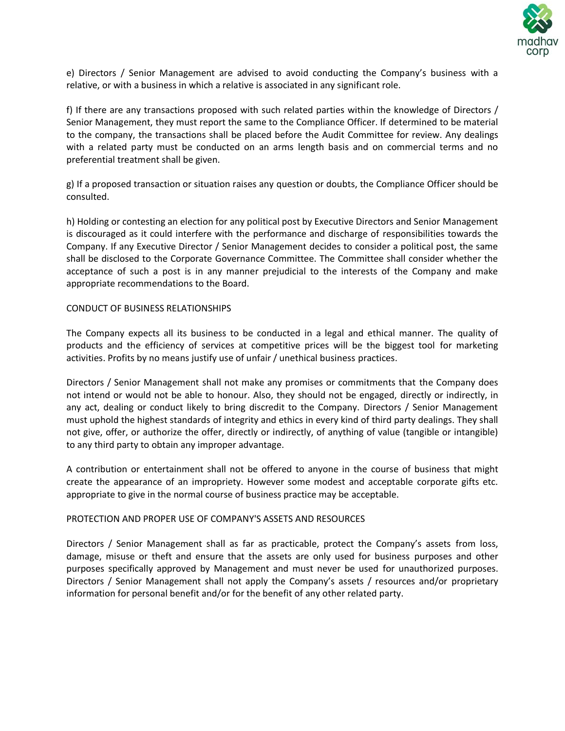e) Directors / Senior Management are advised to avoid conducting the Company's business with a relative, or with a business in which a relative is associated in any significant role.

f) If there are any transactions proposed with such related parties within the knowledge of Directors / Senior Management, they must report the same to the Compliance Officer. If determined to be material to the company, the transactions shall be placed before the Audit Committee for review. Any dealings with a related party must be conducted on an arms length basis and on commercial terms and no preferential treatment shall be given.

g) If a proposed transaction or situation raises any question or doubts, the Compliance Officer should be consulted.

h) Holding or contesting an election for any political post by Executive Directors and Senior Management is discouraged as it could interfere with the performance and discharge of responsibilities towards the Company. If any Executive Director / Senior Management decides to consider a political post, the same shall be disclosed to the Corporate Governance Committee. The Committee shall consider whether the acceptance of such a post is in any manner prejudicial to the interests of the Company and make appropriate recommendations to the Board.

## CONDUCT OF BUSINESS RELATIONSHIPS

The Company expects all its business to be conducted in a legal and ethical manner. The quality of products and the efficiency of services at competitive prices will be the biggest tool for marketing activities. Profits by no means justify use of unfair / unethical business practices.

Directors / Senior Management shall not make any promises or commitments that the Company does not intend or would not be able to honour. Also, they should not be engaged, directly or indirectly, in any act, dealing or conduct likely to bring discredit to the Company. Directors / Senior Management must uphold the highest standards of integrity and ethics in every kind of third party dealings. They shall not give, offer, or authorize the offer, directly or indirectly, of anything of value (tangible or intangible) to any third party to obtain any improper advantage.

A contribution or entertainment shall not be offered to anyone in the course of business that might create the appearance of an impropriety. However some modest and acceptable corporate gifts etc. appropriate to give in the normal course of business practice may be acceptable.

## PROTECTION AND PROPER USE OF COMPANY'S ASSETS AND RESOURCES

Directors / Senior Management shall as far as practicable, protect the Company's assets from loss, damage, misuse or theft and ensure that the assets are only used for business purposes and other purposes specifically approved by Management and must never be used for unauthorized purposes. Directors / Senior Management shall not apply the Company's assets / resources and/or proprietary information for personal benefit and/or for the benefit of any other related party.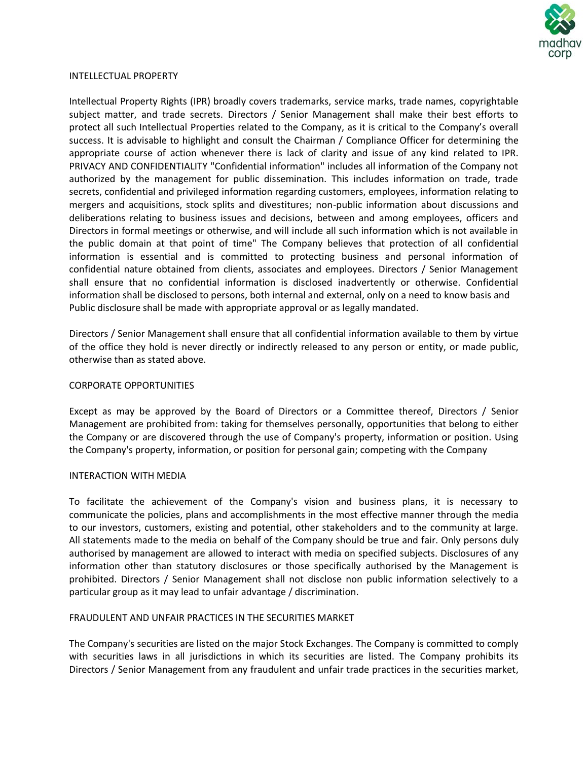## INTELLECTUAL PROPERTY

Intellectual Property Rights (IPR) broadly covers trademarks, service marks, trade names, copyrightable subject matter, and trade secrets. Directors / Senior Management shall make their best efforts to protect all such Intellectual Properties related to the Company, as it is critical to the Company's overall success. It is advisable to highlight and consult the Chairman / Compliance Officer for determining the appropriate course of action whenever there is lack of clarity and issue of any kind related to IPR. PRIVACY AND CONFIDENTIALITY "Confidential information" includes all information of the Company not authorized by the management for public dissemination. This includes information on trade, trade secrets, confidential and privileged information regarding customers, employees, information relating to mergers and acquisitions, stock splits and divestitures; non-public information about discussions and deliberations relating to business issues and decisions, between and among employees, officers and Directors in formal meetings or otherwise, and will include all such information which is not available in the public domain at that point of time" The Company believes that protection of all confidential information is essential and is committed to protecting business and personal information of confidential nature obtained from clients, associates and employees. Directors / Senior Management shall ensure that no confidential information is disclosed inadvertently or otherwise. Confidential information shall be disclosed to persons, both internal and external, only on a need to know basis and Public disclosure shall be made with appropriate approval or as legally mandated.

Directors / Senior Management shall ensure that all confidential information available to them by virtue of the office they hold is never directly or indirectly released to any person or entity, or made public, otherwise than as stated above.

## CORPORATE OPPORTUNITIES

Except as may be approved by the Board of Directors or a Committee thereof, Directors / Senior Management are prohibited from: taking for themselves personally, opportunities that belong to either the Company or are discovered through the use of Company's property, information or position. Using the Company's property, information, or position for personal gain; competing with the Company

## INTERACTION WITH MEDIA

To facilitate the achievement of the Company's vision and business plans, it is necessary to communicate the policies, plans and accomplishments in the most effective manner through the media to our investors, customers, existing and potential, other stakeholders and to the community at large. All statements made to the media on behalf of the Company should be true and fair. Only persons duly authorised by management are allowed to interact with media on specified subjects. Disclosures of any information other than statutory disclosures or those specifically authorised by the Management is prohibited. Directors / Senior Management shall not disclose non public information selectively to a particular group as it may lead to unfair advantage / discrimination.

## FRAUDULENT AND UNFAIR PRACTICES IN THE SECURITIES MARKET

The Company's securities are listed on the major Stock Exchanges. The Company is committed to comply with securities laws in all jurisdictions in which its securities are listed. The Company prohibits its Directors / Senior Management from any fraudulent and unfair trade practices in the securities market,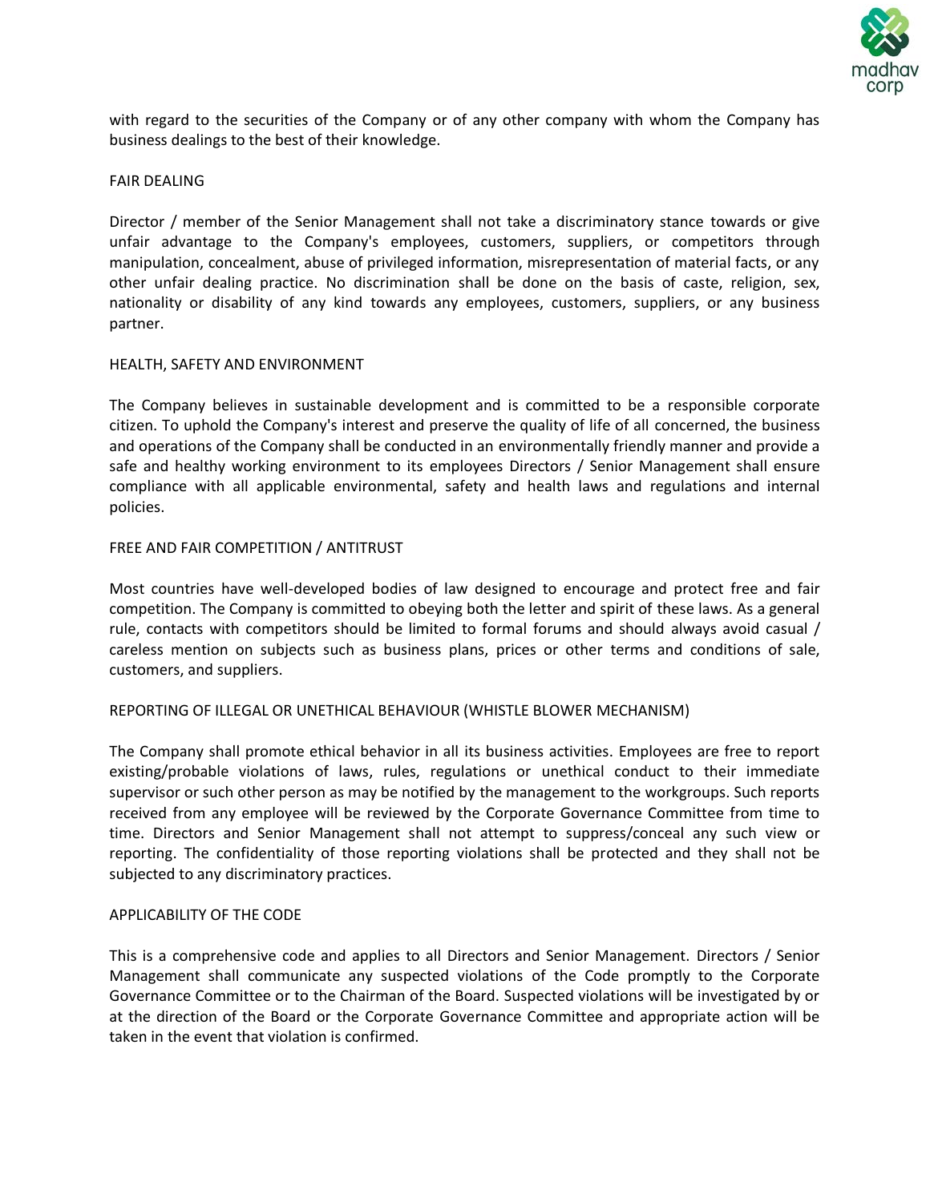with regard to the securities of the Company or of any other company with whom the Company has business dealings to the best of their knowledge.

## FAIR DEALING

Director / member of the Senior Management shall not take a discriminatory stance towards or give unfair advantage to the Company's employees, customers, suppliers, or competitors through manipulation, concealment, abuse of privileged information, misrepresentation of material facts, or any other unfair dealing practice. No discrimination shall be done on the basis of caste, religion, sex, nationality or disability of any kind towards any employees, customers, suppliers, or any business partner.

## HEALTH, SAFETY AND ENVIRONMENT

The Company believes in sustainable development and is committed to be a responsible corporate citizen. To uphold the Company's interest and preserve the quality of life of all concerned, the business and operations of the Company shall be conducted in an environmentally friendly manner and provide a safe and healthy working environment to its employees Directors / Senior Management shall ensure compliance with all applicable environmental, safety and health laws and regulations and internal policies.

## FREE AND FAIR COMPETITION / ANTITRUST

Most countries have well-developed bodies of law designed to encourage and protect free and fair competition. The Company is committed to obeying both the letter and spirit of these laws. As a general rule, contacts with competitors should be limited to formal forums and should always avoid casual / careless mention on subjects such as business plans, prices or other terms and conditions of sale, customers, and suppliers.

## REPORTING OF ILLEGAL OR UNETHICAL BEHAVIOUR (WHISTLE BLOWER MECHANISM)

The Company shall promote ethical behavior in all its business activities. Employees are free to report existing/probable violations of laws, rules, regulations or unethical conduct to their immediate supervisor or such other person as may be notified by the management to the workgroups. Such reports received from any employee will be reviewed by the Corporate Governance Committee from time to time. Directors and Senior Management shall not attempt to suppress/conceal any such view or reporting. The confidentiality of those reporting violations shall be protected and they shall not be subjected to any discriminatory practices.

## APPLICABILITY OF THE CODE

This is a comprehensive code and applies to all Directors and Senior Management. Directors / Senior Management shall communicate any suspected violations of the Code promptly to the Corporate Governance Committee or to the Chairman of the Board. Suspected violations will be investigated by or at the direction of the Board or the Corporate Governance Committee and appropriate action will be taken in the event that violation is confirmed.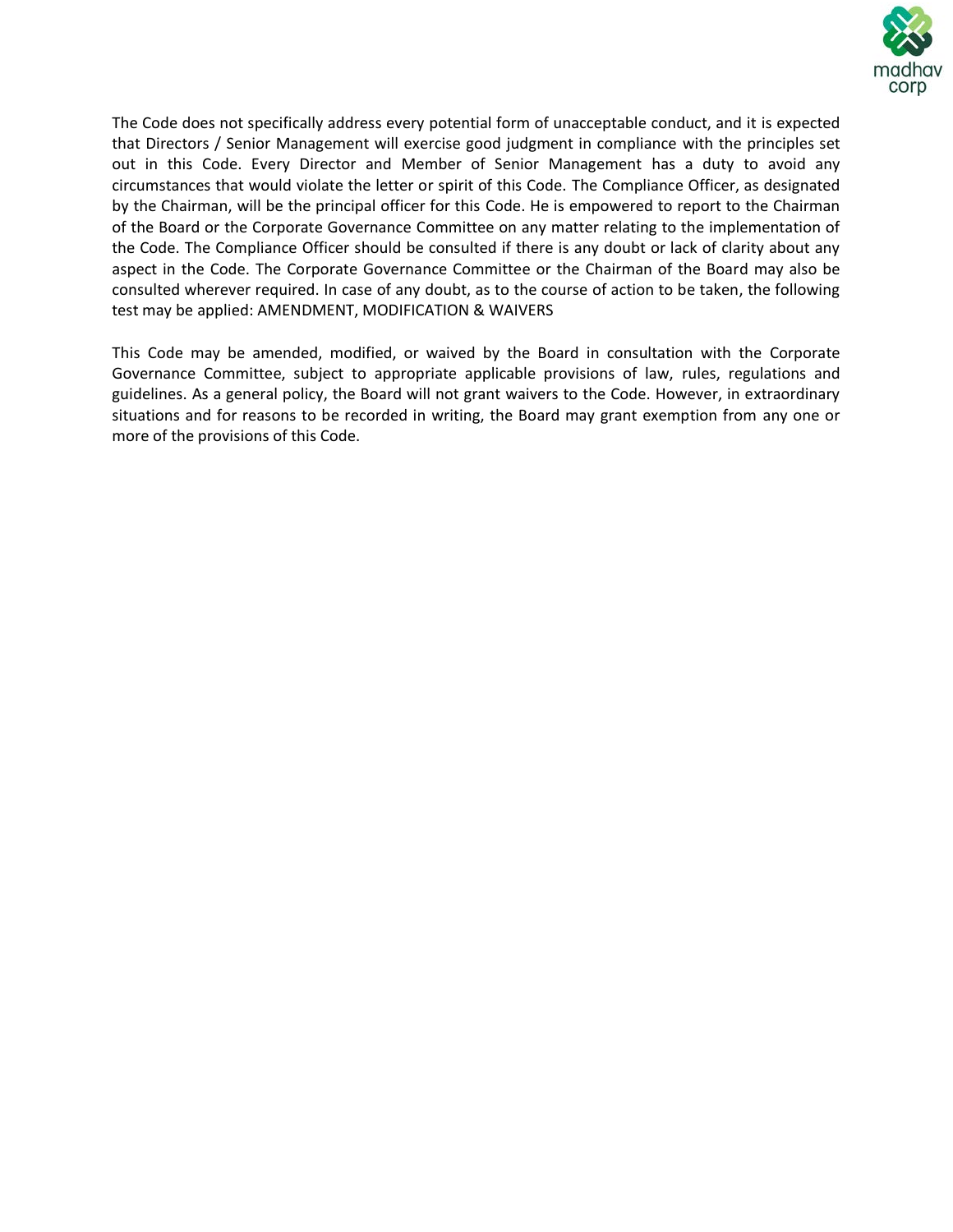The Code does not specifically address every potential form of unacceptable conduct, and it is expected that Directors / Senior Management will exercise good judgment in compliance with the principles set out in this Code. Every Director and Member of Senior Management has a duty to avoid any circumstances that would violate the letter or spirit of this Code. The Compliance Officer, as designated by the Chairman, will be the principal officer for this Code. He is empowered to report to the Chairman of the Board or the Corporate Governance Committee on any matter relating to the implementation of the Code. The Compliance Officer should be consulted if there is any doubt or lack of clarity about any aspect in the Code. The Corporate Governance Committee or the Chairman of the Board may also be consulted wherever required. In case of any doubt, as to the course of action to be taken, the following test may be applied: AMENDMENT, MODIFICATION & WAIVERS

This Code may be amended, modified, or waived by the Board in consultation with the Corporate Governance Committee, subject to appropriate applicable provisions of law, rules, regulations and guidelines. As a general policy, the Board will not grant waivers to the Code. However, in extraordinary situations and for reasons to be recorded in writing, the Board may grant exemption from any one or more of the provisions of this Code.